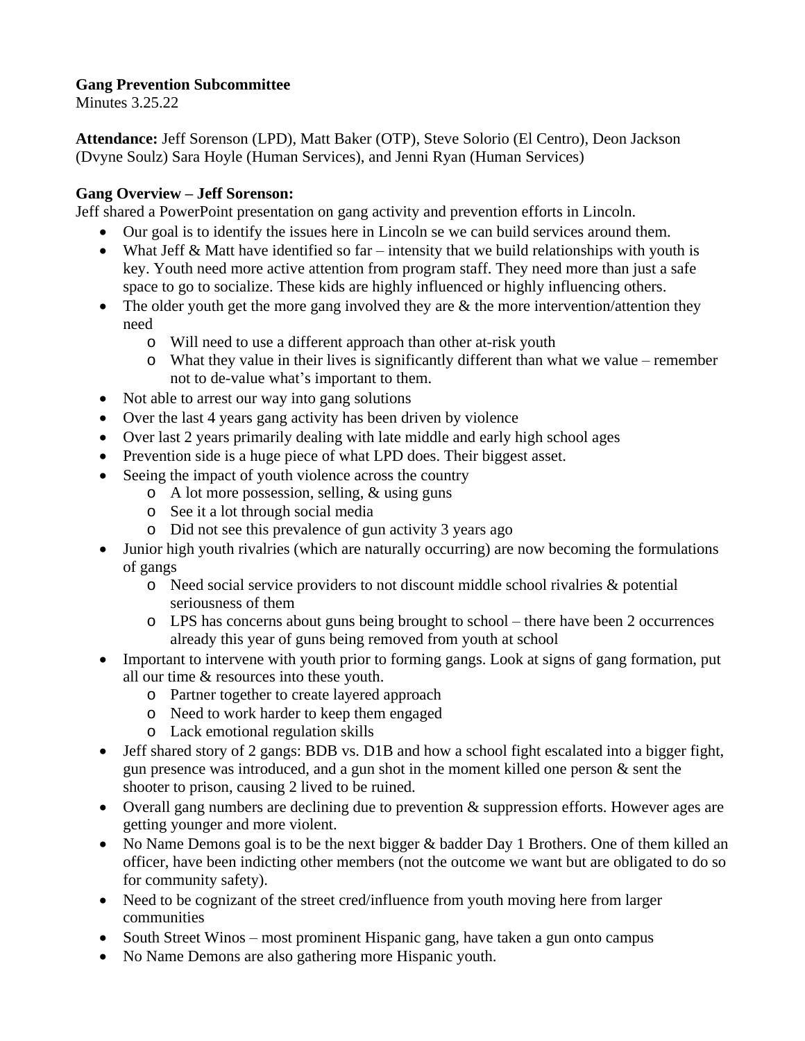**Gang Prevention Subcommittee**
Minutes 3.25.22

**Attendance:** Jeff Sorenson (LPD), Matt Baker (OTP), Steve Solorio (El Centro), Deon Jackson (Dvyne Soulz) Sara Hoyle (Human Services), and Jenni Ryan (Human Services)

**Gang Overview – Jeff Sorenson:**
Jeff shared a PowerPoint presentation on gang activity and prevention efforts in Lincoln.

- Our goal is to identify the issues here in Lincoln se we can build services around them.
- What Jeff & Matt have identified so far – intensity that we build relationships with youth is key. Youth need more active attention from program staff. They need more than just a safe space to go to socialize. These kids are highly influenced or highly influencing others.
- The older youth get the more gang involved they are & the more intervention/attention they need
  - Will need to use a different approach than other at-risk youth
  - What they value in their lives is significantly different than what we value – remember not to de-value what's important to them.
- Not able to arrest our way into gang solutions
- Over the last 4 years gang activity has been driven by violence
- Over last 2 years primarily dealing with late middle and early high school ages
- Prevention side is a huge piece of what LPD does. Their biggest asset.
- Seeing the impact of youth violence across the country
  - A lot more possession, selling, & using guns
  - See it a lot through social media
  - Did not see this prevalence of gun activity 3 years ago
- Junior high youth rivalries (which are naturally occurring) are now becoming the formulations of gangs
  - Need social service providers to not discount middle school rivalries & potential seriousness of them
  - LPS has concerns about guns being brought to school – there have been 2 occurrences already this year of guns being removed from youth at school
- Important to intervene with youth prior to forming gangs. Look at signs of gang formation, put all our time & resources into these youth.
  - Partner together to create layered approach
  - Need to work harder to keep them engaged
  - Lack emotional regulation skills
- Jeff shared story of 2 gangs: BDB vs. D1B and how a school fight escalated into a bigger fight, gun presence was introduced, and a gun shot in the moment killed one person & sent the shooter to prison, causing 2 lived to be ruined.
- Overall gang numbers are declining due to prevention & suppression efforts. However ages are getting younger and more violent.
- No Name Demons goal is to be the next bigger & badder Day 1 Brothers. One of them killed an officer, have been indicting other members (not the outcome we want but are obligated to do so for community safety).
- Need to be cognizant of the street cred/influence from youth moving here from larger communities
- South Street Winos – most prominent Hispanic gang, have taken a gun onto campus
- No Name Demons are also gathering more Hispanic youth.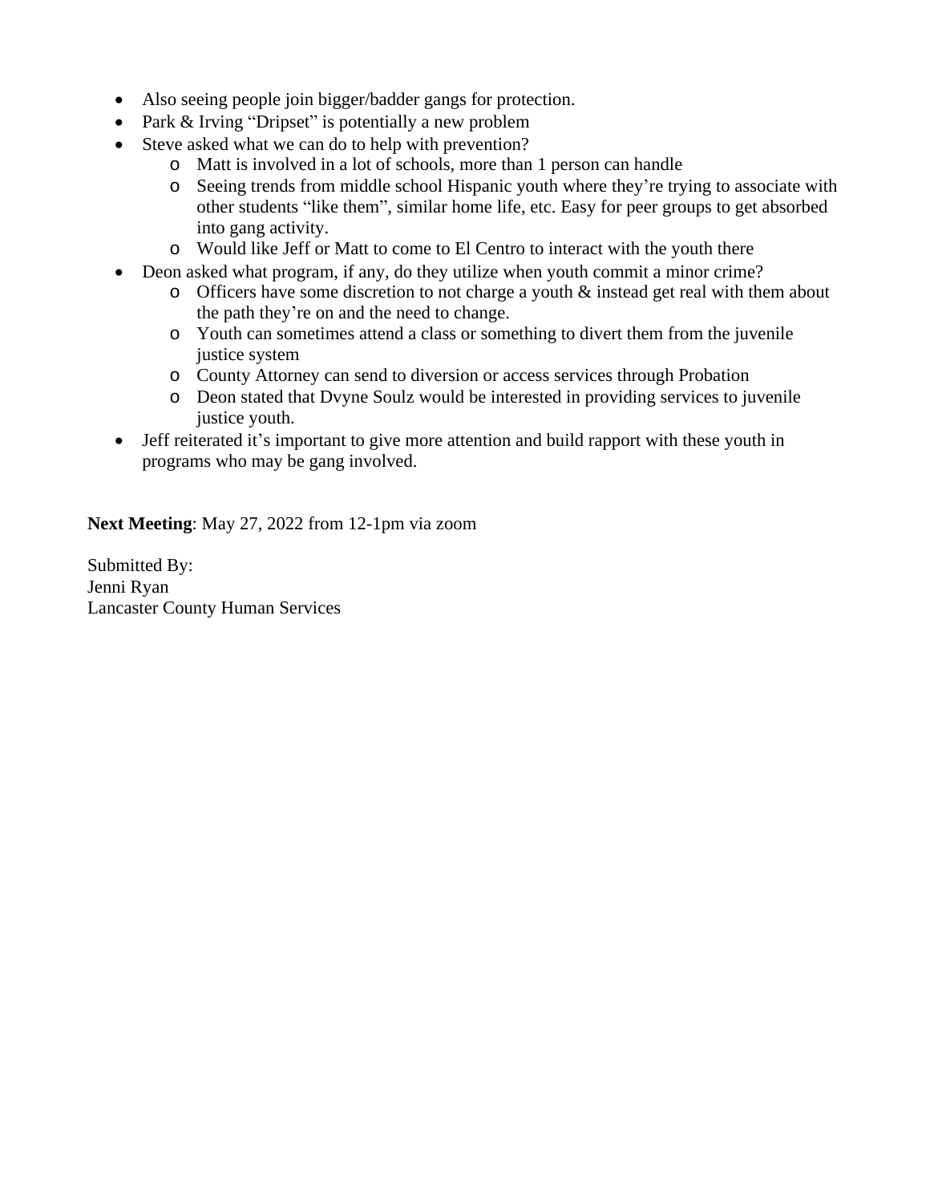- Also seeing people join bigger/badder gangs for protection.
- Park & Irving "Dripset" is potentially a new problem
- Steve asked what we can do to help with prevention?
  - Matt is involved in a lot of schools, more than 1 person can handle
  - Seeing trends from middle school Hispanic youth where they're trying to associate with other students "like them", similar home life, etc. Easy for peer groups to get absorbed into gang activity.
  - Would like Jeff or Matt to come to El Centro to interact with the youth there
- Deon asked what program, if any, do they utilize when youth commit a minor crime?
  - Officers have some discretion to not charge a youth & instead get real with them about the path they're on and the need to change.
  - Youth can sometimes attend a class or something to divert them from the juvenile justice system
  - County Attorney can send to diversion or access services through Probation
  - Deon stated that Dvyne Soulz would be interested in providing services to juvenile justice youth.
- Jeff reiterated it's important to give more attention and build rapport with these youth in programs who may be gang involved.

**Next Meeting**: May 27, 2022 from 12-1pm via zoom

Submitted By:
Jenni Ryan
Lancaster County Human Services